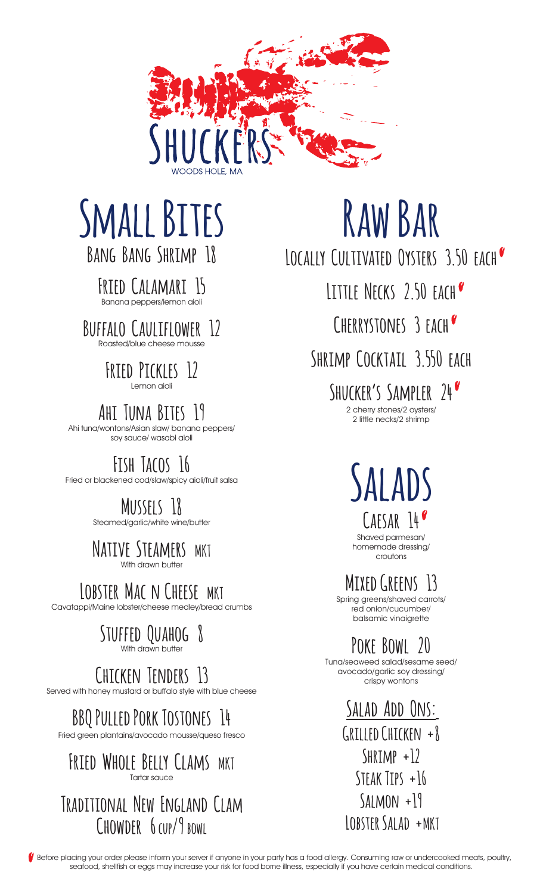# SHUCKERS

WOODS HOLE, MA

## Small Bites

**Bang Bang Shrimp 18**

**Fried Calamari 15**
Banana peppers/lemon aioli

**Buffalo Cauliflower 12**
Roasted/blue cheese mousse

**Fried Pickles 12**
Lemon aioli

**Ahi Tuna Bites 19**
Ahi tuna/wontons/Asian slaw/ banana peppers/ soy sauce/ wasabi aioli

**Fish Tacos 16**
Fried or blackened cod/slaw/spicy aioli/fruit salsa

**Mussels 18**
Steamed/garlic/white wine/butter

**Native Steamers MKT**
With drawn butter

**Lobster Mac n Cheese MKT**
Cavatappi/Maine lobster/cheese medley/bread crumbs

**Stuffed Quahog 8**
With drawn butter

**Chicken Tenders 13**
Served with honey mustard or buffalo style with blue cheese

**BBQ Pulled Pork Tostones 14**
Fried green plantains/avocado mousse/queso fresco

**Fried Whole Belly Clams MKT**
Tartar sauce

**Traditional New England Clam Chowder 6 cup/9 bowl**

## Raw Bar

**Locally Cultivated Oysters 3.50 each**

**Little Necks 2.50 each**

**Cherrystones 3 each**

**Shrimp Cocktail 3.550 each**

**Shucker's Sampler 24**
2 cherry stones/2 oysters/ 2 little necks/2 shrimp

## Salads

**Caesar 14**
Shaved parmesan/ homemade dressing/ croutons

**Mixed Greens 13**
Spring greens/shaved carrots/ red onion/cucumber/ balsamic vinaigrette

**Poke Bowl 20**
Tuna/seaweed salad/sesame seed/ avocado/garlic soy dressing/ crispy wontons

### Salad Add Ons:

Grilled Chicken +8
Shrimp +12
Steak Tips +16
Salmon +19
Lobster Salad +MKT

Before placing your order please inform your server if anyone in your party has a food allergy. Consuming raw or undercooked meats, poultry, seafood, shellfish or eggs may increase your risk for food borne illness, especially if you have certain medical conditions.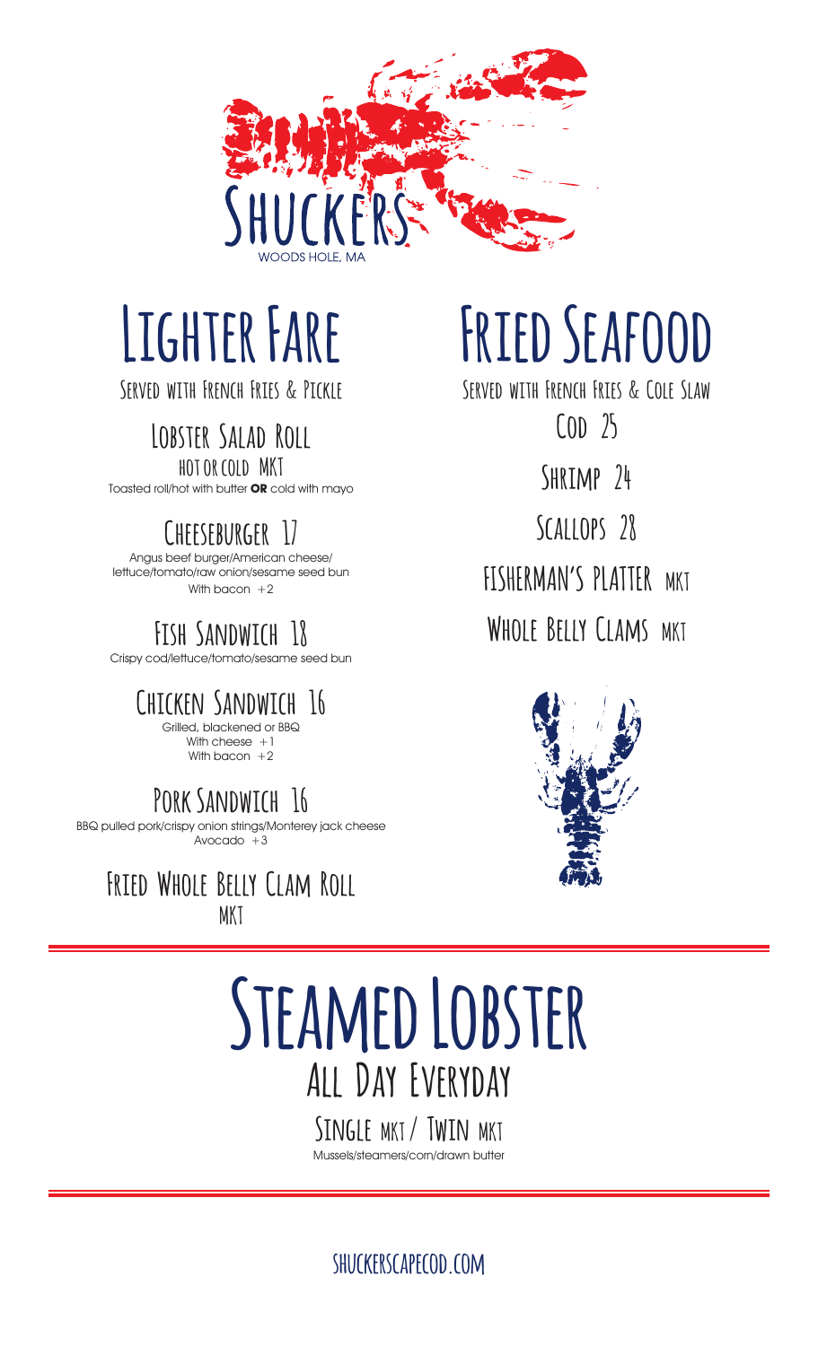# SHUCKERS
WOODS HOLE, MA

## LIGHTER FARE

SERVED WITH FRENCH FRIES & PICKLE

### LOBSTER SALAD ROLL
HOT OR COLD MKT

Toasted roll/hot with butter **OR** cold with mayo

### CHEESEBURGER 17
Angus beef burger/American cheese/ lettuce/tomato/raw onion/sesame seed bun

With bacon +2

### FISH SANDWICH 18
Crispy cod/lettuce/tomato/sesame seed bun

### CHICKEN SANDWICH 16
Grilled, blackened or BBQ

With cheese +1

With bacon +2

### PORK SANDWICH 16
BBQ pulled pork/crispy onion strings/Monterey jack cheese

Avocado +3

### FRIED WHOLE BELLY CLAM ROLL
MKT

## FRIED SEAFOOD

SERVED WITH FRENCH FRIES & COLE SLAW

COD 25

SHRIMP 24

SCALLOPS 28

FISHERMAN'S PLATTER MKT

WHOLE BELLY CLAMS MKT

## STEAMED LOBSTER
### ALL DAY EVERYDAY

SINGLE MKT / TWIN MKT

Mussels/steamers/corn/drawn butter

SHUCKERSCAPECOD.COM